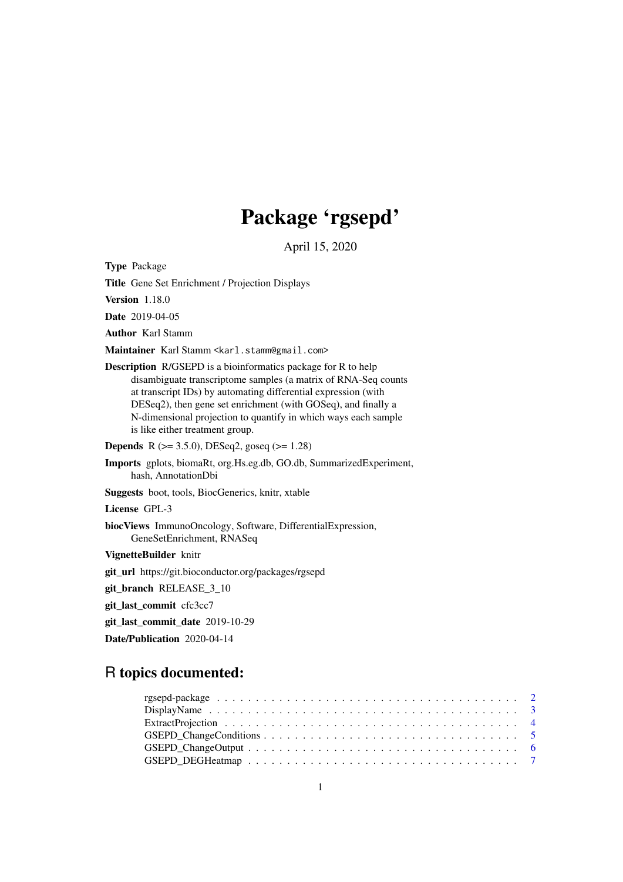# Package 'rgsepd'

April 15, 2020

**Type** Package

**Title** Gene Set Enrichment / Projection Displays

**Version** 1.18.0

**Date** 2019-04-05

**Author** Karl Stamm

**Maintainer** Karl Stamm <karl.stamm@gmail.com>

**Description** R/GSEPD is a bioinformatics package for R to help disambiguate transcriptome samples (a matrix of RNA-Seq counts at transcript IDs) by automating differential expression (with DESeq2), then gene set enrichment (with GOSeq), and finally a N-dimensional projection to quantify in which ways each sample is like either treatment group.

**Depends** R (>= 3.5.0), DESeq2, goseq (>= 1.28)

**Imports** gplots, biomaRt, org.Hs.eg.db, GO.db, SummarizedExperiment, hash, AnnotationDbi

**Suggests** boot, tools, BiocGenerics, knitr, xtable

**License** GPL-3

**biocViews** ImmunoOncology, Software, DifferentialExpression, GeneSetEnrichment, RNASeq

**VignetteBuilder** knitr

**git_url** https://git.bioconductor.org/packages/rgsepd

**git_branch** RELEASE_3_10

**git_last_commit** cfc3cc7

**git_last_commit_date** 2019-10-29

**Date/Publication** 2020-04-14

## R topics documented:

- rgsepd-package . . . . . . . . . . . . . . . . . . . . . . . . . . . . . . . . . . . . . . . 2
- DisplayName . . . . . . . . . . . . . . . . . . . . . . . . . . . . . . . . . . . . . . . . 3
- ExtractProjection . . . . . . . . . . . . . . . . . . . . . . . . . . . . . . . . . . . . . 4
- GSEPD_ChangeConditions . . . . . . . . . . . . . . . . . . . . . . . . . . . . . . . . . 5
- GSEPD_ChangeOutput . . . . . . . . . . . . . . . . . . . . . . . . . . . . . . . . . . . 6
- GSEPD_DEGHeatmap . . . . . . . . . . . . . . . . . . . . . . . . . . . . . . . . . . . . 7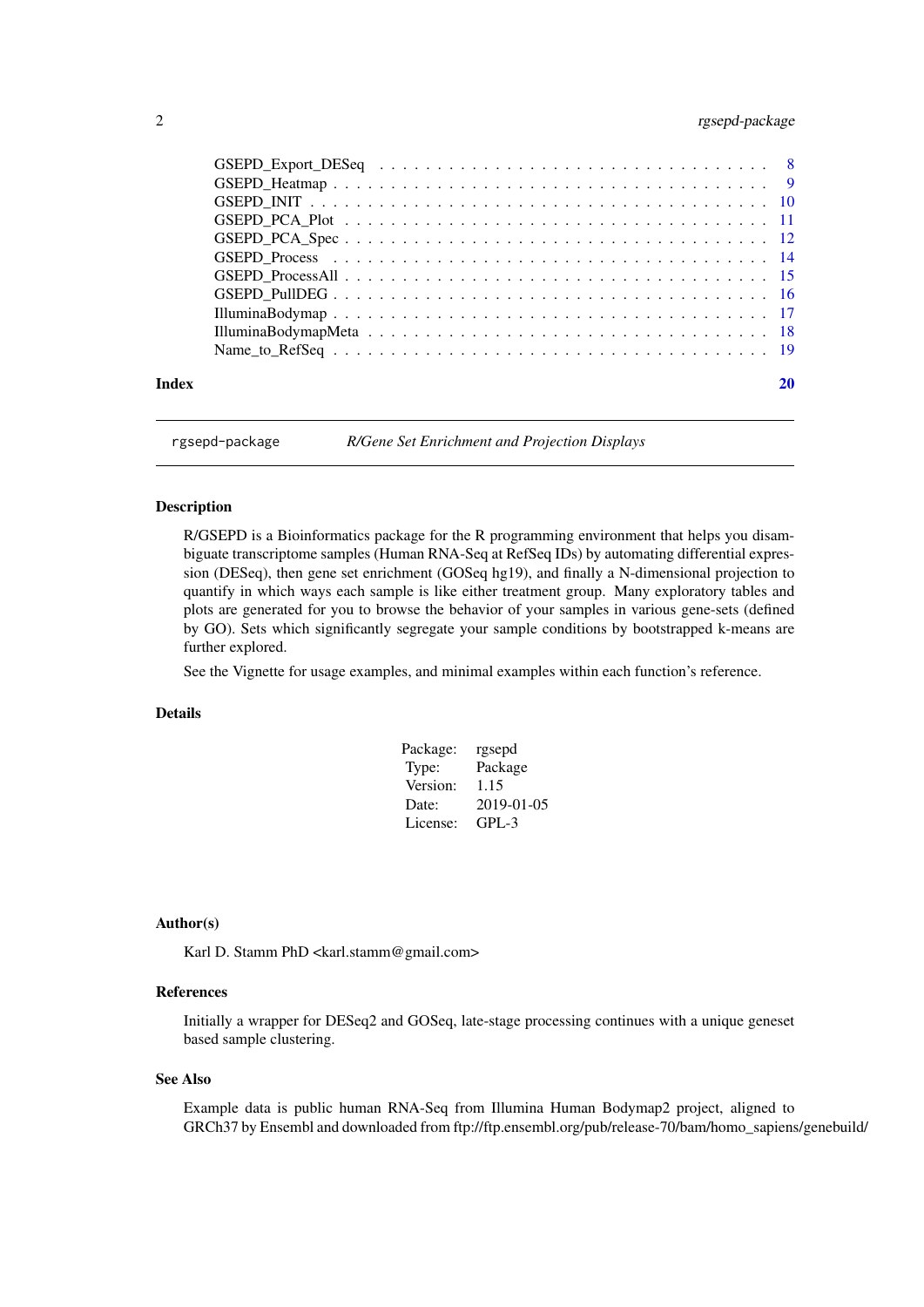GSEPD_Export_DESeq . . . . . . . . . . . . . . . . . . . . . . . . . . . . . . . . . 8
GSEPD_Heatmap . . . . . . . . . . . . . . . . . . . . . . . . . . . . . . . . . . . . 9
GSEPD_INIT . . . . . . . . . . . . . . . . . . . . . . . . . . . . . . . . . . . . . . 10
GSEPD_PCA_Plot . . . . . . . . . . . . . . . . . . . . . . . . . . . . . . . . . . . 11
GSEPD_PCA_Spec . . . . . . . . . . . . . . . . . . . . . . . . . . . . . . . . . . . 12
GSEPD_Process . . . . . . . . . . . . . . . . . . . . . . . . . . . . . . . . . . . . 14
GSEPD_ProcessAll . . . . . . . . . . . . . . . . . . . . . . . . . . . . . . . . . . 15
GSEPD_PullDEG . . . . . . . . . . . . . . . . . . . . . . . . . . . . . . . . . . . 16
IlluminaBodymap . . . . . . . . . . . . . . . . . . . . . . . . . . . . . . . . . . . 17
IlluminaBodymapMeta . . . . . . . . . . . . . . . . . . . . . . . . . . . . . . . . 18
Name_to_RefSeq . . . . . . . . . . . . . . . . . . . . . . . . . . . . . . . . . . . 19

**Index** **20**

## rgsepd-package *R/Gene Set Enrichment and Projection Displays*

### Description

R/GSEPD is a Bioinformatics package for the R programming environment that helps you disambiguate transcriptome samples (Human RNA-Seq at RefSeq IDs) by automating differential expression (DESeq), then gene set enrichment (GOSeq hg19), and finally a N-dimensional projection to quantify in which ways each sample is like either treatment group. Many exploratory tables and plots are generated for you to browse the behavior of your samples in various gene-sets (defined by GO). Sets which significantly segregate your sample conditions by bootstrapped k-means are further explored.

See the Vignette for usage examples, and minimal examples within each function's reference.

### Details

| | |
|---|---|
| Package: | rgsepd |
| Type: | Package |
| Version: | 1.15 |
| Date: | 2019-01-05 |
| License: | GPL-3 |

### Author(s)

Karl D. Stamm PhD <karl.stamm@gmail.com>

### References

Initially a wrapper for DESeq2 and GOSeq, late-stage processing continues with a unique geneset based sample clustering.

### See Also

Example data is public human RNA-Seq from Illumina Human Bodymap2 project, aligned to GRCh37 by Ensembl and downloaded from ftp://ftp.ensembl.org/pub/release-70/bam/homo_sapiens/genebuild/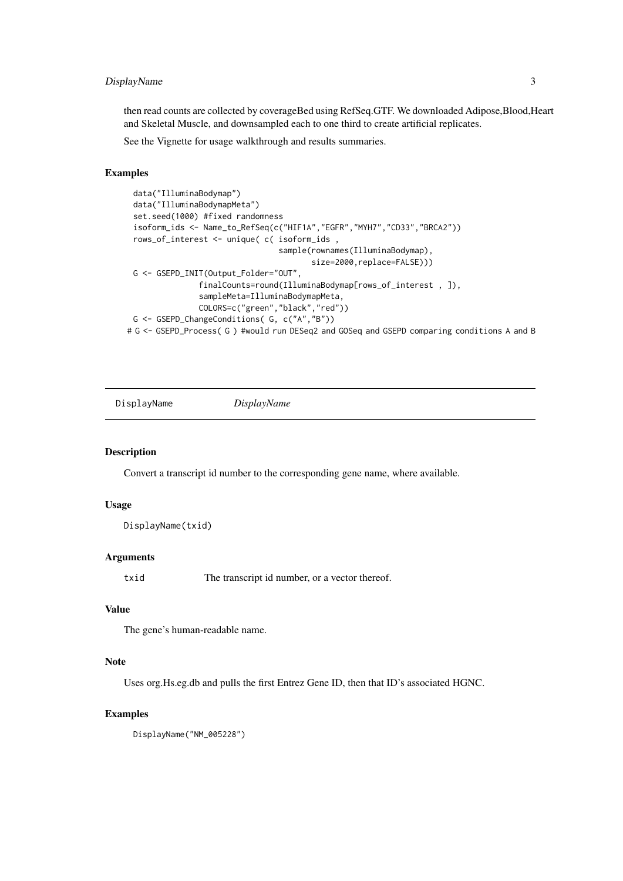then read counts are collected by coverageBed using RefSeq.GTF. We downloaded Adipose,Blood,Heart and Skeletal Muscle, and downsampled each to one third to create artificial replicates.

See the Vignette for usage walkthrough and results summaries.

### Examples

```
data("IlluminaBodymap")
data("IlluminaBodymapMeta")
set.seed(1000) #fixed randomness
isoform_ids <- Name_to_RefSeq(c("HIF1A","EGFR","MYH7","CD33","BRCA2"))
rows_of_interest <- unique( c( isoform_ids ,
                               sample(rownames(IlluminaBodymap),
                                      size=2000,replace=FALSE)))
G <- GSEPD_INIT(Output_Folder="OUT",
              finalCounts=round(IlluminaBodymap[rows_of_interest , ]),
              sampleMeta=IlluminaBodymapMeta,
              COLORS=c("green","black","red"))
G <- GSEPD_ChangeConditions( G, c("A","B"))
# G <- GSEPD_Process( G ) #would run DESeq2 and GOSeq and GSEPD comparing conditions A and B
```

---

## DisplayName *DisplayName*

### Description

Convert a transcript id number to the corresponding gene name, where available.

### Usage

```
DisplayName(txid)
```

### Arguments

| | |
|---|---|
| `txid` | The transcript id number, or a vector thereof. |

### Value

The gene's human-readable name.

### Note

Uses org.Hs.eg.db and pulls the first Entrez Gene ID, then that ID's associated HGNC.

### Examples

```
DisplayName("NM_005228")
```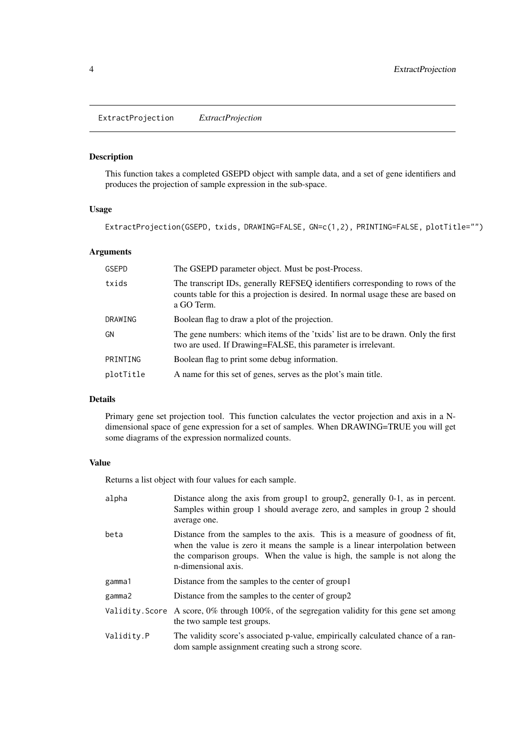## ExtractProjection *ExtractProjection*

### Description

This function takes a completed GSEPD object with sample data, and a set of gene identifiers and produces the projection of sample expression in the sub-space.

### Usage

```
ExtractProjection(GSEPD, txids, DRAWING=FALSE, GN=c(1,2), PRINTING=FALSE, plotTitle="")
```

### Arguments

| | |
|---|---|
| GSEPD | The GSEPD parameter object. Must be post-Process. |
| txids | The transcript IDs, generally REFSEQ identifiers corresponding to rows of the counts table for this a projection is desired. In normal usage these are based on a GO Term. |
| DRAWING | Boolean flag to draw a plot of the projection. |
| GN | The gene numbers: which items of the 'txids' list are to be drawn. Only the first two are used. If Drawing=FALSE, this parameter is irrelevant. |
| PRINTING | Boolean flag to print some debug information. |
| plotTitle | A name for this set of genes, serves as the plot's main title. |

### Details

Primary gene set projection tool. This function calculates the vector projection and axis in a N-dimensional space of gene expression for a set of samples. When DRAWING=TRUE you will get some diagrams of the expression normalized counts.

### Value

Returns a list object with four values for each sample.

| | |
|---|---|
| alpha | Distance along the axis from group1 to group2, generally 0-1, as in percent. Samples within group 1 should average zero, and samples in group 2 should average one. |
| beta | Distance from the samples to the axis. This is a measure of goodness of fit, when the value is zero it means the sample is a linear interpolation between the comparison groups. When the value is high, the sample is not along the n-dimensional axis. |
| gamma1 | Distance from the samples to the center of group1 |
| gamma2 | Distance from the samples to the center of group2 |
| Validity.Score | A score, 0% through 100%, of the segregation validity for this gene set among the two sample test groups. |
| Validity.P | The validity score's associated p-value, empirically calculated chance of a random sample assignment creating such a strong score. |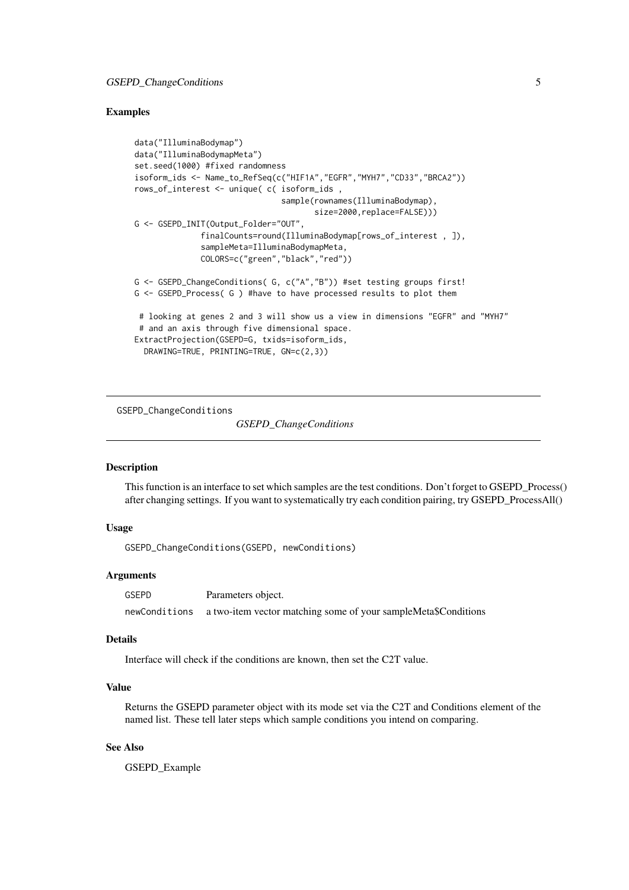### Examples

```
data("IlluminaBodymap")
data("IlluminaBodymapMeta")
set.seed(1000) #fixed randomness
isoform_ids <- Name_to_RefSeq(c("HIF1A","EGFR","MYH7","CD33","BRCA2"))
rows_of_interest <- unique( c( isoform_ids ,
                               sample(rownames(IlluminaBodymap),
                                      size=2000,replace=FALSE)))
G <- GSEPD_INIT(Output_Folder="OUT",
              finalCounts=round(IlluminaBodymap[rows_of_interest , ]),
              sampleMeta=IlluminaBodymapMeta,
              COLORS=c("green","black","red"))

G <- GSEPD_ChangeConditions( G, c("A","B")) #set testing groups first!
G <- GSEPD_Process( G ) #have to have processed results to plot them

 # looking at genes 2 and 3 will show us a view in dimensions "EGFR" and "MYH7"
 # and an axis through five dimensional space.
ExtractProjection(GSEPD=G, txids=isoform_ids,
  DRAWING=TRUE, PRINTING=TRUE, GN=c(2,3))
```

---

## GSEPD_ChangeConditions

*GSEPD_ChangeConditions*

---

### Description

This function is an interface to set which samples are the test conditions. Don't forget to GSEPD_Process() after changing settings. If you want to systematically try each condition pairing, try GSEPD_ProcessAll()

### Usage

```
GSEPD_ChangeConditions(GSEPD, newConditions)
```

### Arguments

| | |
|---|---|
| GSEPD | Parameters object. |
| newConditions | a two-item vector matching some of your sampleMeta$Conditions |

### Details

Interface will check if the conditions are known, then set the C2T value.

### Value

Returns the GSEPD parameter object with its mode set via the C2T and Conditions element of the named list. These tell later steps which sample conditions you intend on comparing.

### See Also

GSEPD_Example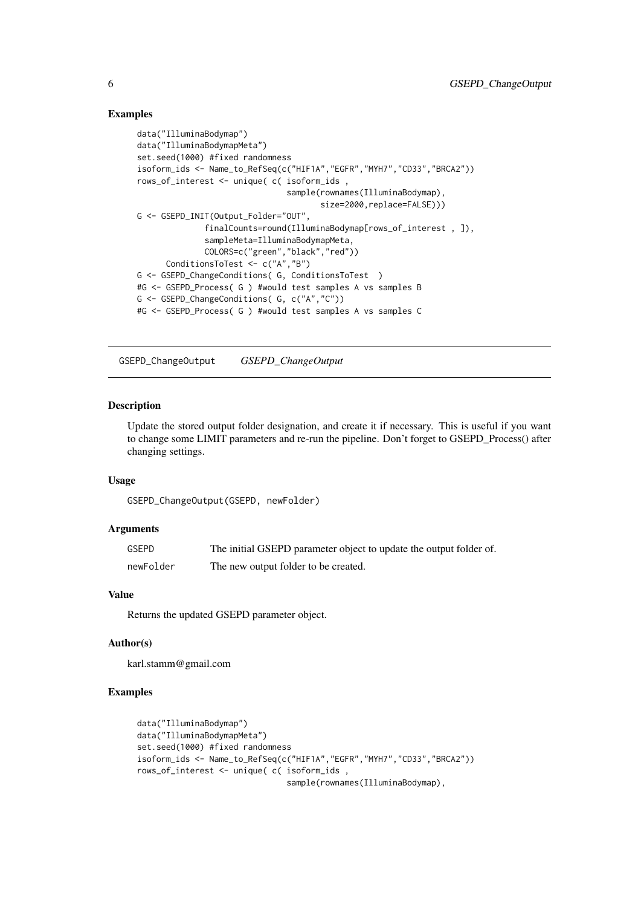### Examples

```
data("IlluminaBodymap")
data("IlluminaBodymapMeta")
set.seed(1000) #fixed randomness
isoform_ids <- Name_to_RefSeq(c("HIF1A","EGFR","MYH7","CD33","BRCA2"))
rows_of_interest <- unique( c( isoform_ids ,
                               sample(rownames(IlluminaBodymap),
                                      size=2000,replace=FALSE)))
G <- GSEPD_INIT(Output_Folder="OUT",
              finalCounts=round(IlluminaBodymap[rows_of_interest , ]),
              sampleMeta=IlluminaBodymapMeta,
              COLORS=c("green","black","red"))
      ConditionsToTest <- c("A","B")
G <- GSEPD_ChangeConditions( G, ConditionsToTest  )
#G <- GSEPD_Process( G ) #would test samples A vs samples B
G <- GSEPD_ChangeConditions( G, c("A","C"))
#G <- GSEPD_Process( G ) #would test samples A vs samples C
```

---

## GSEPD_ChangeOutput *GSEPD_ChangeOutput*

### Description

Update the stored output folder designation, and create it if necessary. This is useful if you want to change some LIMIT parameters and re-run the pipeline. Don't forget to GSEPD_Process() after changing settings.

### Usage

```
GSEPD_ChangeOutput(GSEPD, newFolder)
```

### Arguments

| | |
|---|---|
| GSEPD | The initial GSEPD parameter object to update the output folder of. |
| newFolder | The new output folder to be created. |

### Value

Returns the updated GSEPD parameter object.

### Author(s)

karl.stamm@gmail.com

### Examples

```
data("IlluminaBodymap")
data("IlluminaBodymapMeta")
set.seed(1000) #fixed randomness
isoform_ids <- Name_to_RefSeq(c("HIF1A","EGFR","MYH7","CD33","BRCA2"))
rows_of_interest <- unique( c( isoform_ids ,
                               sample(rownames(IlluminaBodymap),
```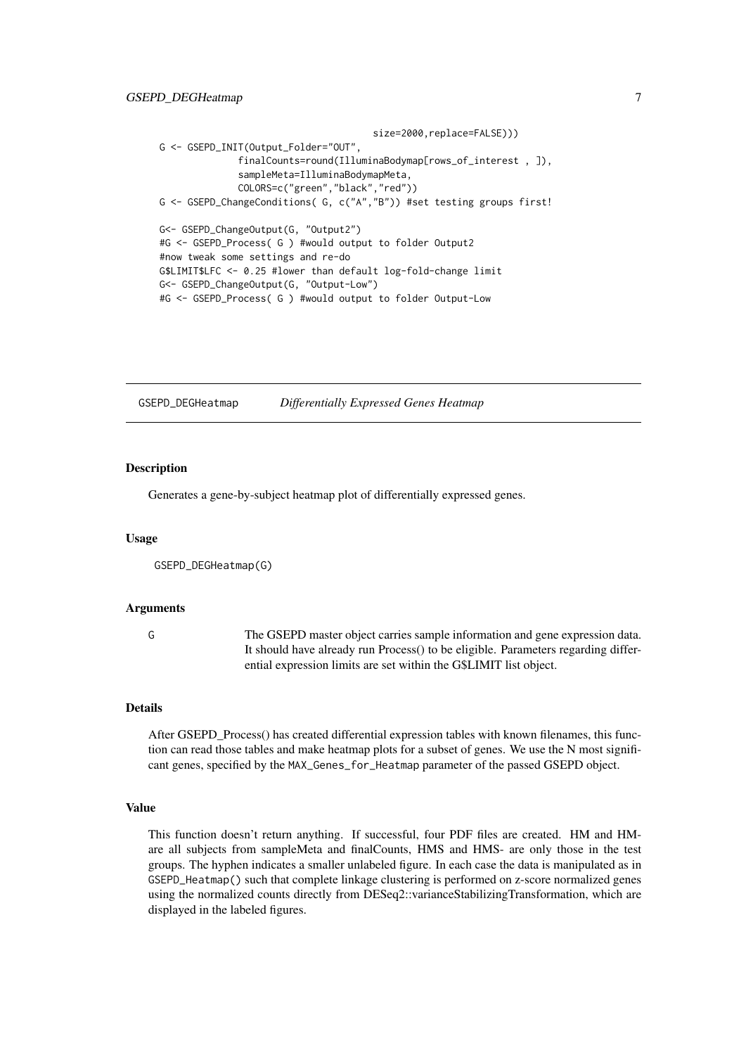```
                                        size=2000,replace=FALSE)))
G <- GSEPD_INIT(Output_Folder="OUT",
            finalCounts=round(IlluminaBodymap[rows_of_interest , ]),
            sampleMeta=IlluminaBodymapMeta,
            COLORS=c("green","black","red"))
G <- GSEPD_ChangeConditions( G, c("A","B")) #set testing groups first!

G<- GSEPD_ChangeOutput(G, "Output2")
#G <- GSEPD_Process( G ) #would output to folder Output2
#now tweak some settings and re-do
G$LIMIT$LFC <- 0.25 #lower than default log-fold-change limit
G<- GSEPD_ChangeOutput(G, "Output-Low")
#G <- GSEPD_Process( G ) #would output to folder Output-Low
```

## GSEPD_DEGHeatmap — *Differentially Expressed Genes Heatmap*

### Description

Generates a gene-by-subject heatmap plot of differentially expressed genes.

### Usage

```
GSEPD_DEGHeatmap(G)
```

### Arguments

| | |
|---|---|
| G | The GSEPD master object carries sample information and gene expression data. It should have already run Process() to be eligible. Parameters regarding differential expression limits are set within the G$LIMIT list object. |

### Details

After GSEPD_Process() has created differential expression tables with known filenames, this function can read those tables and make heatmap plots for a subset of genes. We use the N most significant genes, specified by the `MAX_Genes_for_Heatmap` parameter of the passed GSEPD object.

### Value

This function doesn't return anything. If successful, four PDF files are created. HM and HM- are all subjects from sampleMeta and finalCounts, HMS and HMS- are only those in the test groups. The hyphen indicates a smaller unlabeled figure. In each case the data is manipulated as in `GSEPD_Heatmap()` such that complete linkage clustering is performed on z-score normalized genes using the normalized counts directly from DESeq2::varianceStabilizingTransformation, which are displayed in the labeled figures.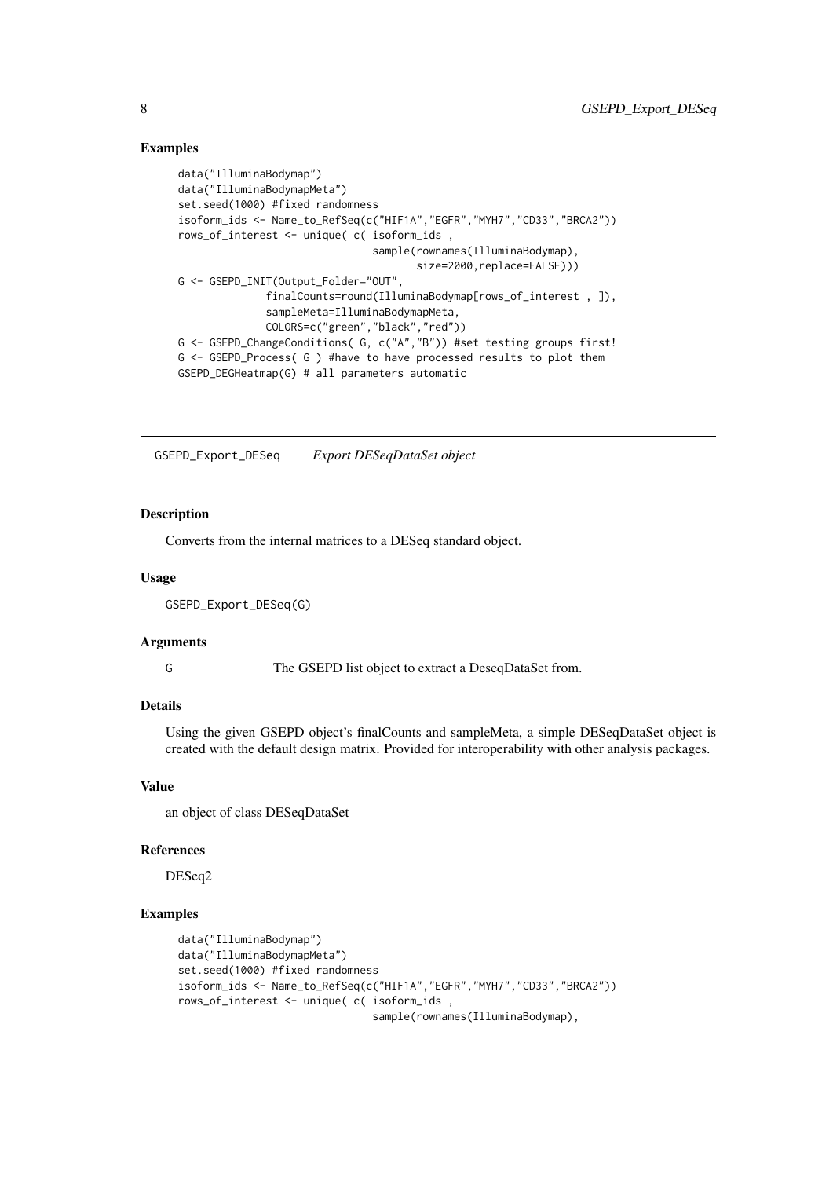### Examples

```
data("IlluminaBodymap")
data("IlluminaBodymapMeta")
set.seed(1000) #fixed randomness
isoform_ids <- Name_to_RefSeq(c("HIF1A","EGFR","MYH7","CD33","BRCA2"))
rows_of_interest <- unique( c( isoform_ids ,
                               sample(rownames(IlluminaBodymap),
                                      size=2000,replace=FALSE)))
G <- GSEPD_INIT(Output_Folder="OUT",
              finalCounts=round(IlluminaBodymap[rows_of_interest , ]),
              sampleMeta=IlluminaBodymapMeta,
              COLORS=c("green","black","red"))
G <- GSEPD_ChangeConditions( G, c("A","B")) #set testing groups first!
G <- GSEPD_Process( G ) #have to have processed results to plot them
GSEPD_DEGHeatmap(G) # all parameters automatic
```

---

## GSEPD_Export_DESeq    *Export DESeqDataSet object*

### Description

Converts from the internal matrices to a DESeq standard object.

### Usage

```
GSEPD_Export_DESeq(G)
```

### Arguments

| | |
|---|---|
| G | The GSEPD list object to extract a DeseqDataSet from. |

### Details

Using the given GSEPD object's finalCounts and sampleMeta, a simple DESeqDataSet object is created with the default design matrix. Provided for interoperability with other analysis packages.

### Value

an object of class DESeqDataSet

### References

DESeq2

### Examples

```
data("IlluminaBodymap")
data("IlluminaBodymapMeta")
set.seed(1000) #fixed randomness
isoform_ids <- Name_to_RefSeq(c("HIF1A","EGFR","MYH7","CD33","BRCA2"))
rows_of_interest <- unique( c( isoform_ids ,
                               sample(rownames(IlluminaBodymap),
```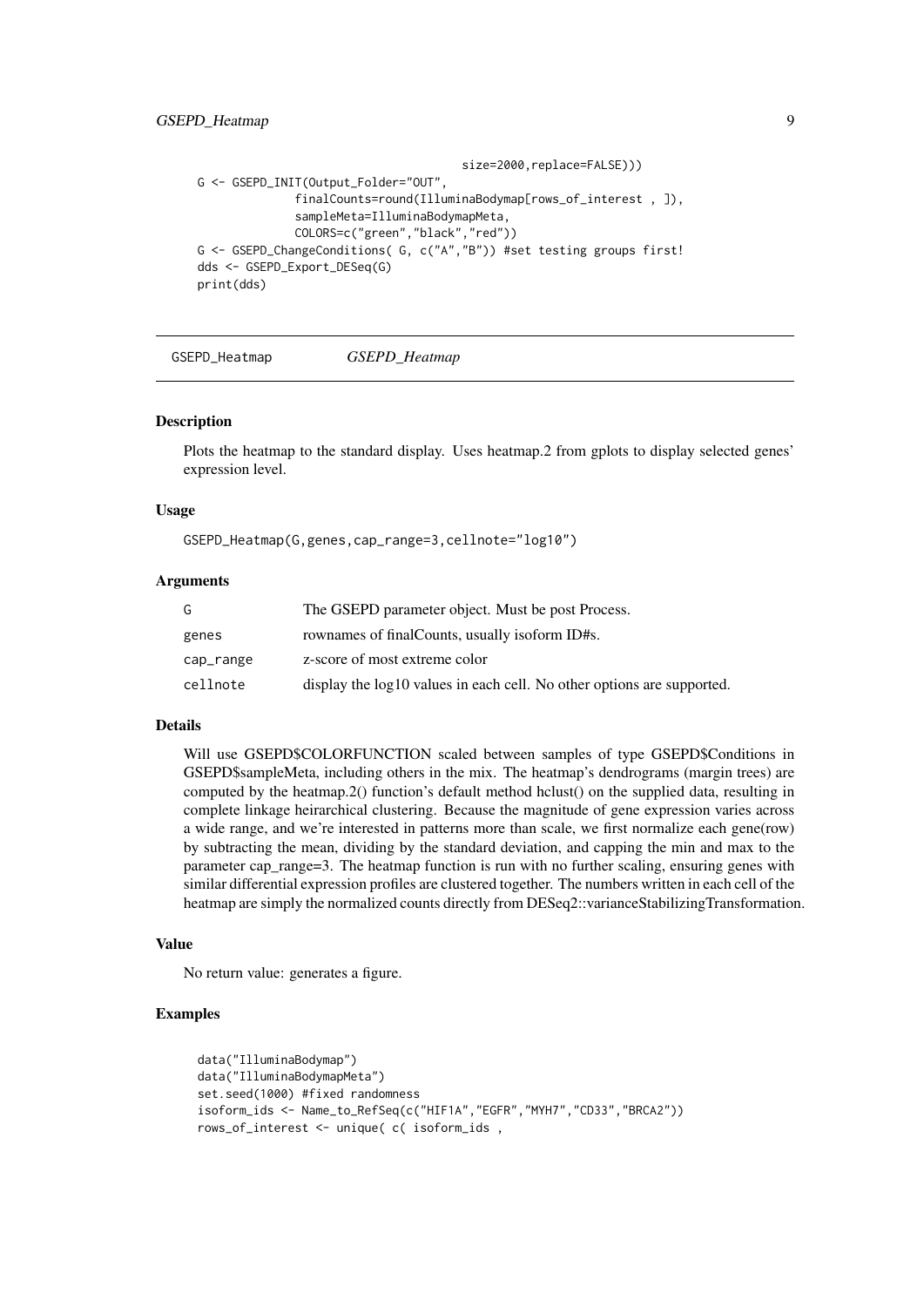```
                                        size=2000,replace=FALSE)))
G <- GSEPD_INIT(Output_Folder="OUT",
              finalCounts=round(IlluminaBodymap[rows_of_interest , ]),
              sampleMeta=IlluminaBodymapMeta,
              COLORS=c("green","black","red"))
G <- GSEPD_ChangeConditions( G, c("A","B")) #set testing groups first!
dds <- GSEPD_Export_DESeq(G)
print(dds)
```

---

## GSEPD_Heatmap *GSEPD_Heatmap*

### Description

Plots the heatmap to the standard display. Uses heatmap.2 from gplots to display selected genes' expression level.

### Usage

```
GSEPD_Heatmap(G,genes,cap_range=3,cellnote="log10")
```

### Arguments

| | |
|---|---|
| G | The GSEPD parameter object. Must be post Process. |
| genes | rownames of finalCounts, usually isoform ID#s. |
| cap_range | z-score of most extreme color |
| cellnote | display the log10 values in each cell. No other options are supported. |

### Details

Will use GSEPD$COLORFUNCTION scaled between samples of type GSEPD$Conditions in GSEPD$sampleMeta, including others in the mix. The heatmap's dendrograms (margin trees) are computed by the heatmap.2() function's default method hclust() on the supplied data, resulting in complete linkage heirarchical clustering. Because the magnitude of gene expression varies across a wide range, and we're interested in patterns more than scale, we first normalize each gene(row) by subtracting the mean, dividing by the standard deviation, and capping the min and max to the parameter cap_range=3. The heatmap function is run with no further scaling, ensuring genes with similar differential expression profiles are clustered together. The numbers written in each cell of the heatmap are simply the normalized counts directly from DESeq2::varianceStabilizingTransformation.

### Value

No return value: generates a figure.

### Examples

```
data("IlluminaBodymap")
data("IlluminaBodymapMeta")
set.seed(1000) #fixed randomness
isoform_ids <- Name_to_RefSeq(c("HIF1A","EGFR","MYH7","CD33","BRCA2"))
rows_of_interest <- unique( c( isoform_ids ,
```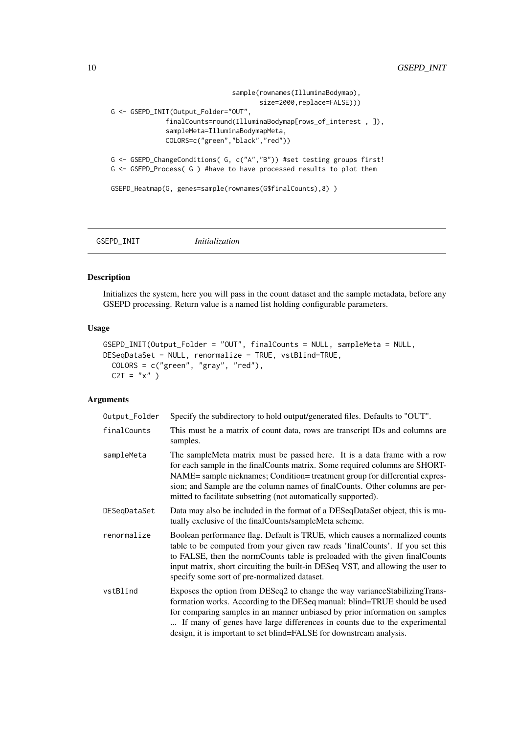```
                              sample(rownames(IlluminaBodymap),
                                     size=2000,replace=FALSE)))
G <- GSEPD_INIT(Output_Folder="OUT",
            finalCounts=round(IlluminaBodymap[rows_of_interest , ]),
            sampleMeta=IlluminaBodymapMeta,
            COLORS=c("green","black","red"))

G <- GSEPD_ChangeConditions( G, c("A","B")) #set testing groups first!
G <- GSEPD_Process( G ) #have to have processed results to plot them

GSEPD_Heatmap(G, genes=sample(rownames(G$finalCounts),8) )
```

---

## GSEPD_INIT *Initialization*

### Description

Initializes the system, here you will pass in the count dataset and the sample metadata, before any GSEPD processing. Return value is a named list holding configurable parameters.

### Usage

```
GSEPD_INIT(Output_Folder = "OUT", finalCounts = NULL, sampleMeta = NULL,
DESeqDataSet = NULL, renormalize = TRUE, vstBlind=TRUE,
  COLORS = c("green", "gray", "red"),
  C2T = "x" )
```

### Arguments

| | |
|---|---|
| `Output_Folder` | Specify the subdirectory to hold output/generated files. Defaults to "OUT". |
| `finalCounts` | This must be a matrix of count data, rows are transcript IDs and columns are samples. |
| `sampleMeta` | The sampleMeta matrix must be passed here. It is a data frame with a row for each sample in the finalCounts matrix. Some required columns are SHORTNAME= sample nicknames; Condition= treatment group for differential expression; and Sample are the column names of finalCounts. Other columns are permitted to facilitate subsetting (not automatically supported). |
| `DESeqDataSet` | Data may also be included in the format of a DESeqDataSet object, this is mutually exclusive of the finalCounts/sampleMeta scheme. |
| `renormalize` | Boolean performance flag. Default is TRUE, which causes a normalized counts table to be computed from your given raw reads 'finalCounts'. If you set this to FALSE, then the normCounts table is preloaded with the given finalCounts input matrix, short circuiting the built-in DESeq VST, and allowing the user to specify some sort of pre-normalized dataset. |
| `vstBlind` | Exposes the option from DESeq2 to change the way varianceStabilizingTransformation works. According to the DESeq manual: blind=TRUE should be used for comparing samples in an manner unbiased by prior information on samples ... If many of genes have large differences in counts due to the experimental design, it is important to set blind=FALSE for downstream analysis. |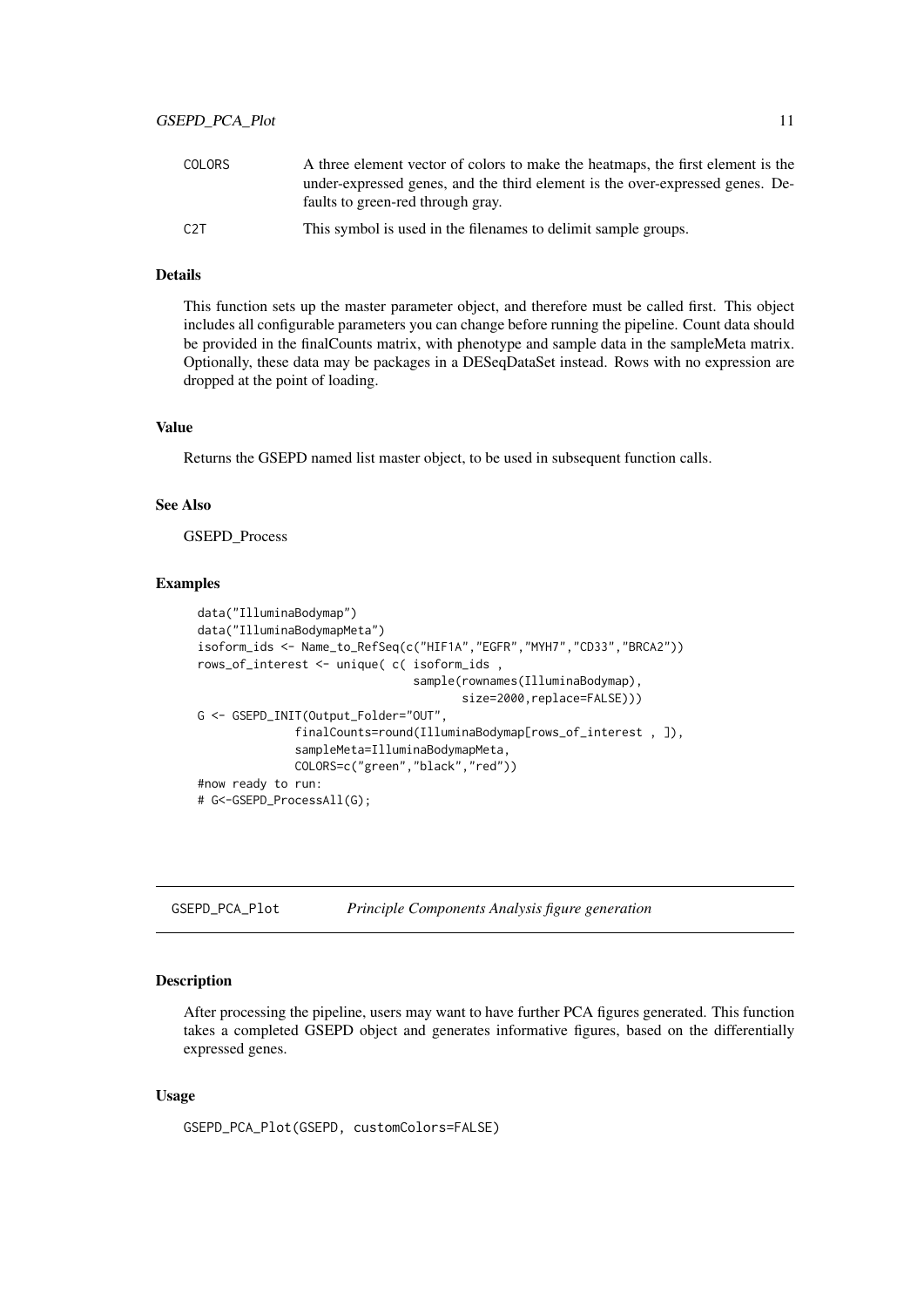| | |
|---|---|
| COLORS | A three element vector of colors to make the heatmaps, the first element is the under-expressed genes, and the third element is the over-expressed genes. Defaults to green-red through gray. |
| C2T | This symbol is used in the filenames to delimit sample groups. |

### Details

This function sets up the master parameter object, and therefore must be called first. This object includes all configurable parameters you can change before running the pipeline. Count data should be provided in the finalCounts matrix, with phenotype and sample data in the sampleMeta matrix. Optionally, these data may be packages in a DESeqDataSet instead. Rows with no expression are dropped at the point of loading.

### Value

Returns the GSEPD named list master object, to be used in subsequent function calls.

### See Also

GSEPD_Process

### Examples

```
data("IlluminaBodymap")
data("IlluminaBodymapMeta")
isoform_ids <- Name_to_RefSeq(c("HIF1A","EGFR","MYH7","CD33","BRCA2"))
rows_of_interest <- unique( c( isoform_ids ,
                              sample(rownames(IlluminaBodymap),
                                     size=2000,replace=FALSE)))
G <- GSEPD_INIT(Output_Folder="OUT",
              finalCounts=round(IlluminaBodymap[rows_of_interest , ]),
              sampleMeta=IlluminaBodymapMeta,
              COLORS=c("green","black","red"))
#now ready to run:
# G<-GSEPD_ProcessAll(G);
```

## GSEPD_PCA_Plot — *Principle Components Analysis figure generation*

### Description

After processing the pipeline, users may want to have further PCA figures generated. This function takes a completed GSEPD object and generates informative figures, based on the differentially expressed genes.

### Usage

```
GSEPD_PCA_Plot(GSEPD, customColors=FALSE)
```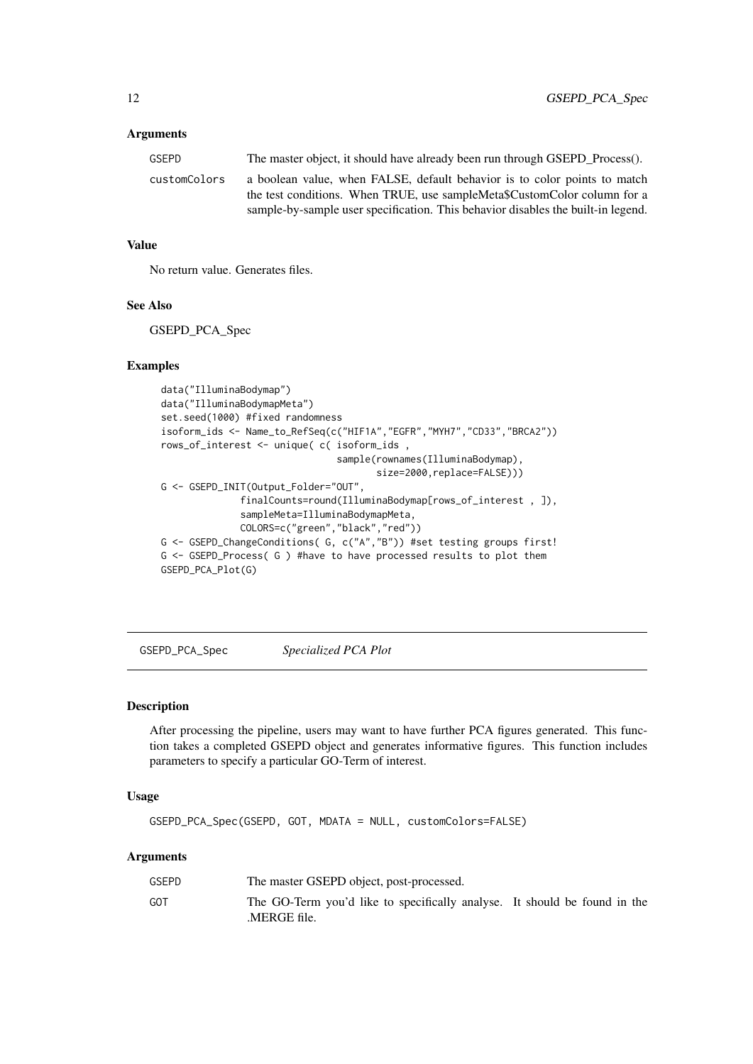### Arguments

| | |
|---|---|
| GSEPD | The master object, it should have already been run through GSEPD_Process(). |
| customColors | a boolean value, when FALSE, default behavior is to color points to match the test conditions. When TRUE, use sampleMeta$CustomColor column for a sample-by-sample user specification. This behavior disables the built-in legend. |

### Value

No return value. Generates files.

### See Also

GSEPD_PCA_Spec

### Examples

```
data("IlluminaBodymap")
data("IlluminaBodymapMeta")
set.seed(1000) #fixed randomness
isoform_ids <- Name_to_RefSeq(c("HIF1A","EGFR","MYH7","CD33","BRCA2"))
rows_of_interest <- unique( c( isoform_ids ,
                              sample(rownames(IlluminaBodymap),
                                     size=2000,replace=FALSE)))
G <- GSEPD_INIT(Output_Folder="OUT",
              finalCounts=round(IlluminaBodymap[rows_of_interest , ]),
              sampleMeta=IlluminaBodymapMeta,
              COLORS=c("green","black","red"))
G <- GSEPD_ChangeConditions( G, c("A","B")) #set testing groups first!
G <- GSEPD_Process( G ) #have to have processed results to plot them
GSEPD_PCA_Plot(G)
```

---

## GSEPD_PCA_Spec &nbsp;&nbsp;&nbsp; *Specialized PCA Plot*

---

### Description

After processing the pipeline, users may want to have further PCA figures generated. This function takes a completed GSEPD object and generates informative figures. This function includes parameters to specify a particular GO-Term of interest.

### Usage

```
GSEPD_PCA_Spec(GSEPD, GOT, MDATA = NULL, customColors=FALSE)
```

### Arguments

| | |
|---|---|
| GSEPD | The master GSEPD object, post-processed. |
| GOT | The GO-Term you'd like to specifically analyse. It should be found in the .MERGE file. |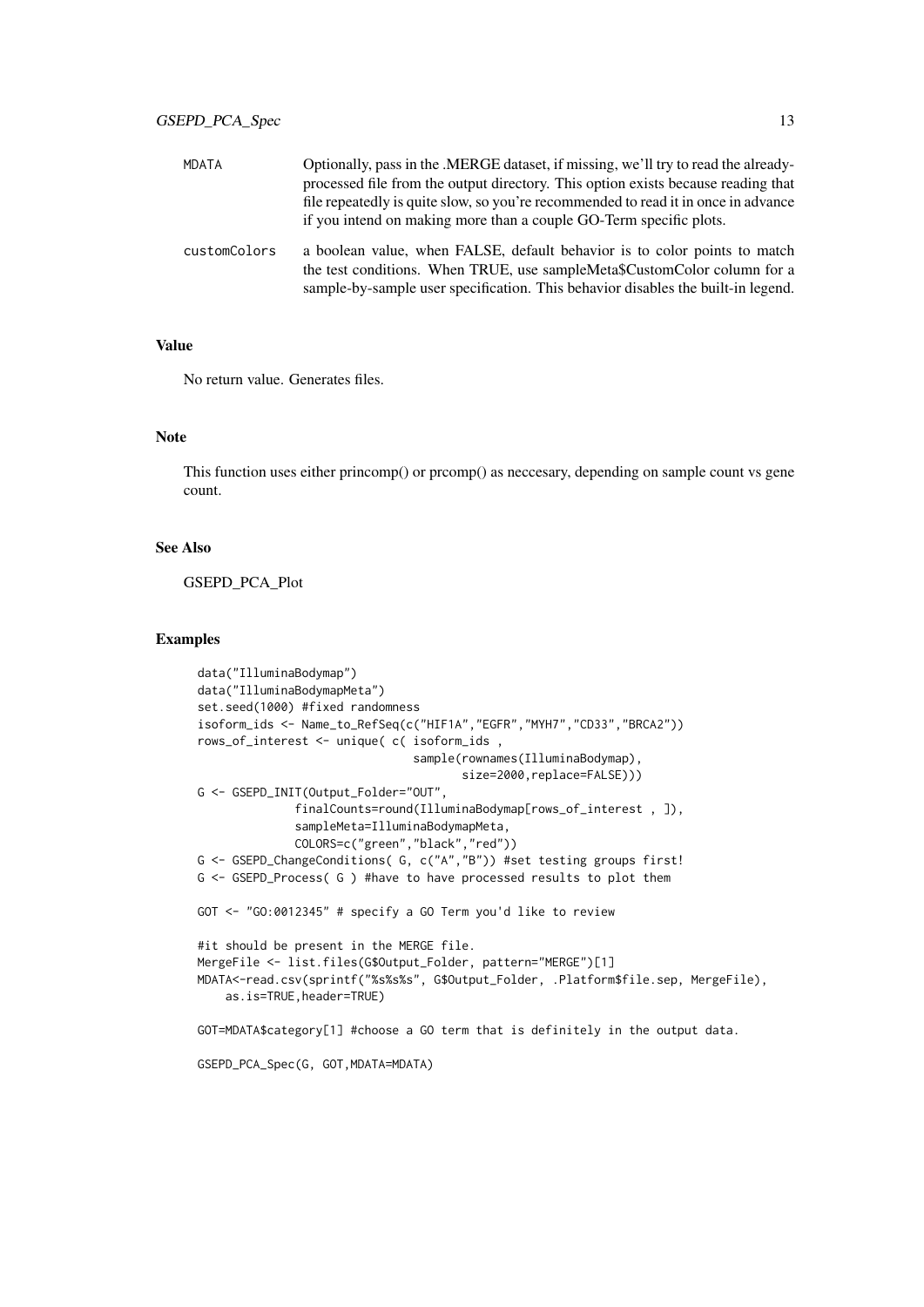| | |
|---|---|
| MDATA | Optionally, pass in the .MERGE dataset, if missing, we'll try to read the already-processed file from the output directory. This option exists because reading that file repeatedly is quite slow, so you're recommended to read it in once in advance if you intend on making more than a couple GO-Term specific plots. |
| customColors | a boolean value, when FALSE, default behavior is to color points to match the test conditions. When TRUE, use sampleMeta$CustomColor column for a sample-by-sample user specification. This behavior disables the built-in legend. |

### Value

No return value. Generates files.

### Note

This function uses either princomp() or prcomp() as neccesary, depending on sample count vs gene count.

### See Also

GSEPD_PCA_Plot

### Examples

```
data("IlluminaBodymap")
data("IlluminaBodymapMeta")
set.seed(1000) #fixed randomness
isoform_ids <- Name_to_RefSeq(c("HIF1A","EGFR","MYH7","CD33","BRCA2"))
rows_of_interest <- unique( c( isoform_ids ,
                               sample(rownames(IlluminaBodymap),
                                      size=2000,replace=FALSE)))
G <- GSEPD_INIT(Output_Folder="OUT",
              finalCounts=round(IlluminaBodymap[rows_of_interest , ]),
              sampleMeta=IlluminaBodymapMeta,
              COLORS=c("green","black","red"))
G <- GSEPD_ChangeConditions( G, c("A","B")) #set testing groups first!
G <- GSEPD_Process( G ) #have to have processed results to plot them

GOT <- "GO:0012345" # specify a GO Term you'd like to review

#it should be present in the MERGE file.
MergeFile <- list.files(G$Output_Folder, pattern="MERGE")[1]
MDATA<-read.csv(sprintf("%s%s%s", G$Output_Folder, .Platform$file.sep, MergeFile),
    as.is=TRUE,header=TRUE)

GOT=MDATA$category[1] #choose a GO term that is definitely in the output data.

GSEPD_PCA_Spec(G, GOT,MDATA=MDATA)
```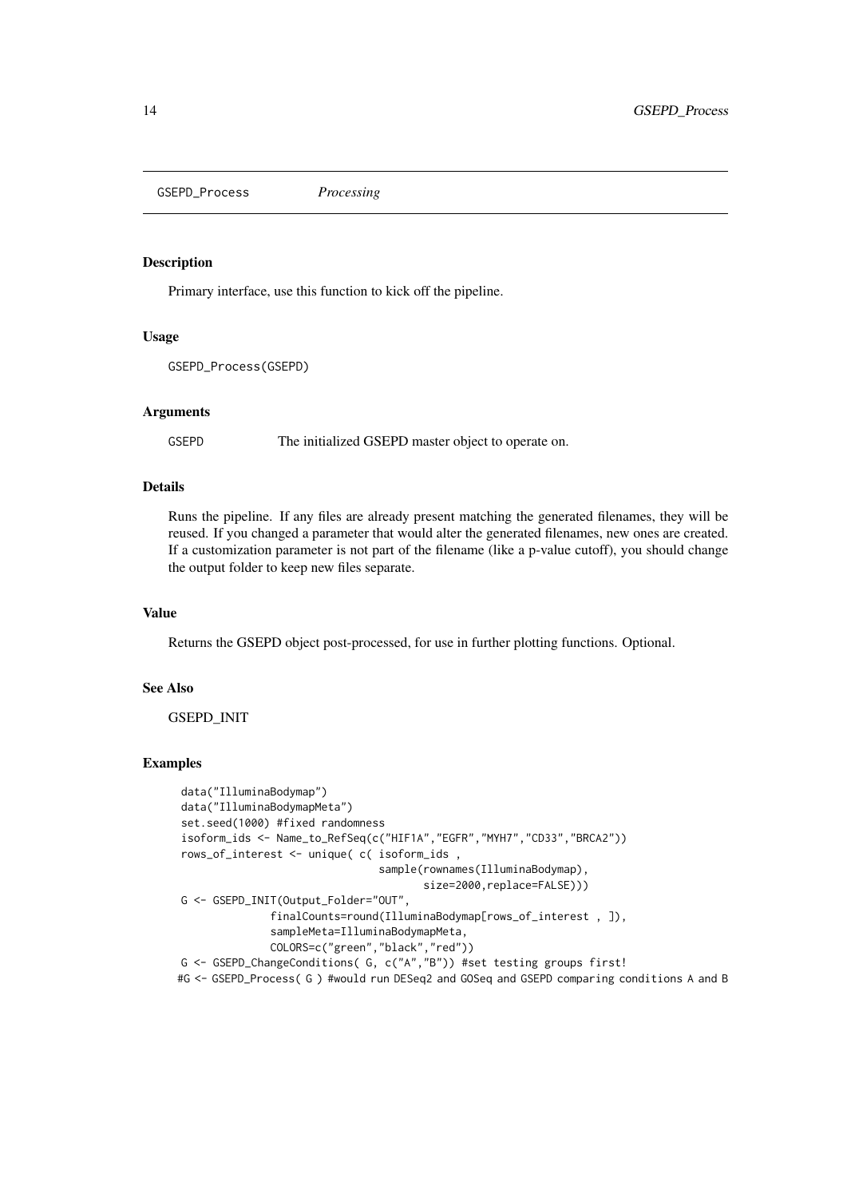# GSEPD_Process *Processing*

## Description

Primary interface, use this function to kick off the pipeline.

## Usage

```
GSEPD_Process(GSEPD)
```

## Arguments

| | |
|---|---|
| GSEPD | The initialized GSEPD master object to operate on. |

## Details

Runs the pipeline. If any files are already present matching the generated filenames, they will be reused. If you changed a parameter that would alter the generated filenames, new ones are created. If a customization parameter is not part of the filename (like a p-value cutoff), you should change the output folder to keep new files separate.

## Value

Returns the GSEPD object post-processed, for use in further plotting functions. Optional.

## See Also

GSEPD_INIT

## Examples

```
data("IlluminaBodymap")
data("IlluminaBodymapMeta")
set.seed(1000) #fixed randomness
isoform_ids <- Name_to_RefSeq(c("HIF1A","EGFR","MYH7","CD33","BRCA2"))
rows_of_interest <- unique( c( isoform_ids ,
                              sample(rownames(IlluminaBodymap),
                                     size=2000,replace=FALSE)))
G <- GSEPD_INIT(Output_Folder="OUT",
              finalCounts=round(IlluminaBodymap[rows_of_interest , ]),
              sampleMeta=IlluminaBodymapMeta,
              COLORS=c("green","black","red"))
G <- GSEPD_ChangeConditions( G, c("A","B")) #set testing groups first!
#G <- GSEPD_Process( G ) #would run DESeq2 and GOSeq and GSEPD comparing conditions A and B
```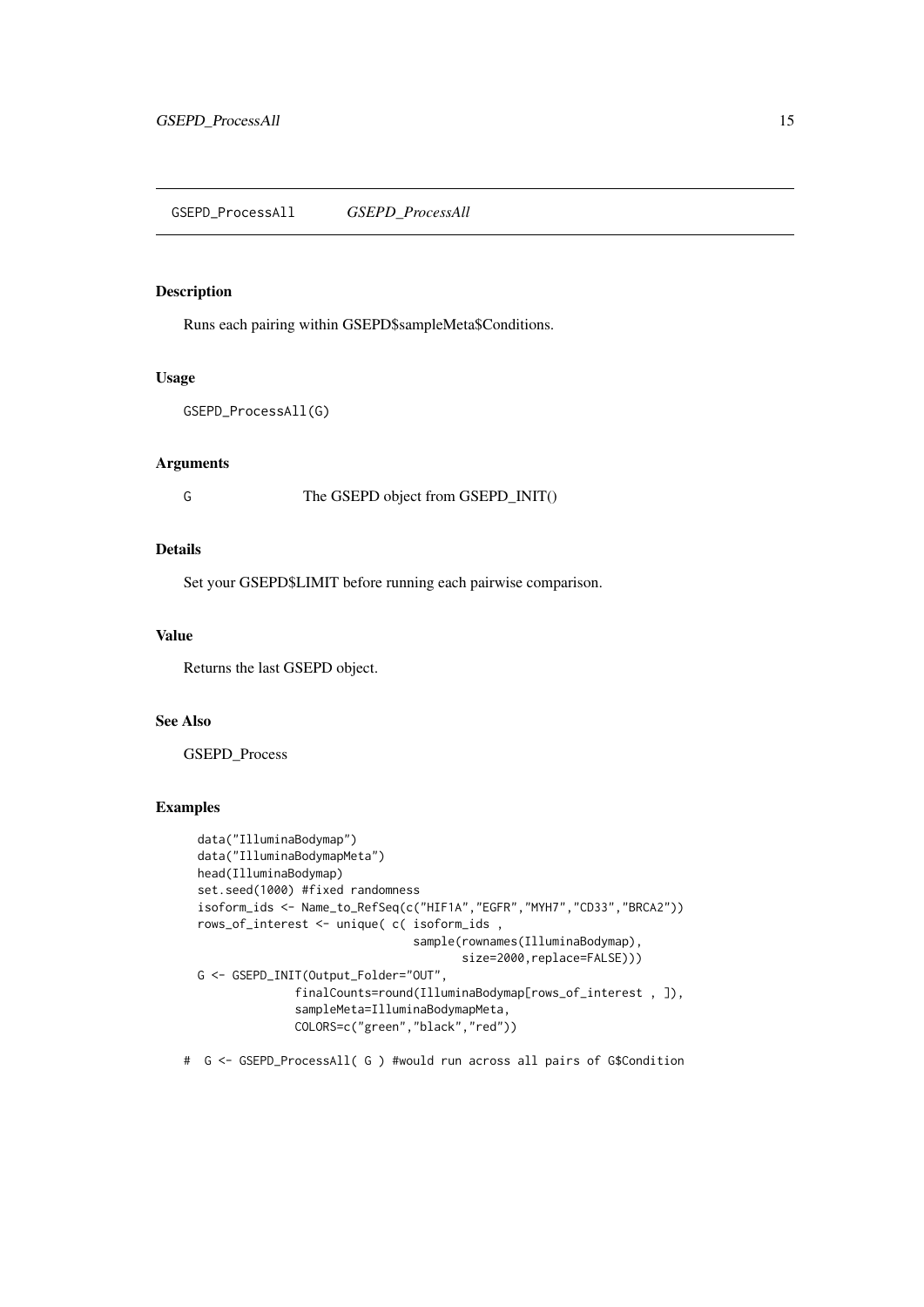## GSEPD_ProcessAll *GSEPD_ProcessAll*

### Description

Runs each pairing within GSEPD$sampleMeta$Conditions.

### Usage

```
GSEPD_ProcessAll(G)
```

### Arguments

G The GSEPD object from GSEPD_INIT()

### Details

Set your GSEPD$LIMIT before running each pairwise comparison.

### Value

Returns the last GSEPD object.

### See Also

GSEPD_Process

### Examples

```
  data("IlluminaBodymap")
  data("IlluminaBodymapMeta")
  head(IlluminaBodymap)
  set.seed(1000) #fixed randomness
  isoform_ids <- Name_to_RefSeq(c("HIF1A","EGFR","MYH7","CD33","BRCA2"))
  rows_of_interest <- unique( c( isoform_ids ,
                                 sample(rownames(IlluminaBodymap),
                                        size=2000,replace=FALSE)))
  G <- GSEPD_INIT(Output_Folder="OUT",
              finalCounts=round(IlluminaBodymap[rows_of_interest , ]),
              sampleMeta=IlluminaBodymapMeta,
              COLORS=c("green","black","red"))

#  G <- GSEPD_ProcessAll( G ) #would run across all pairs of G$Condition
```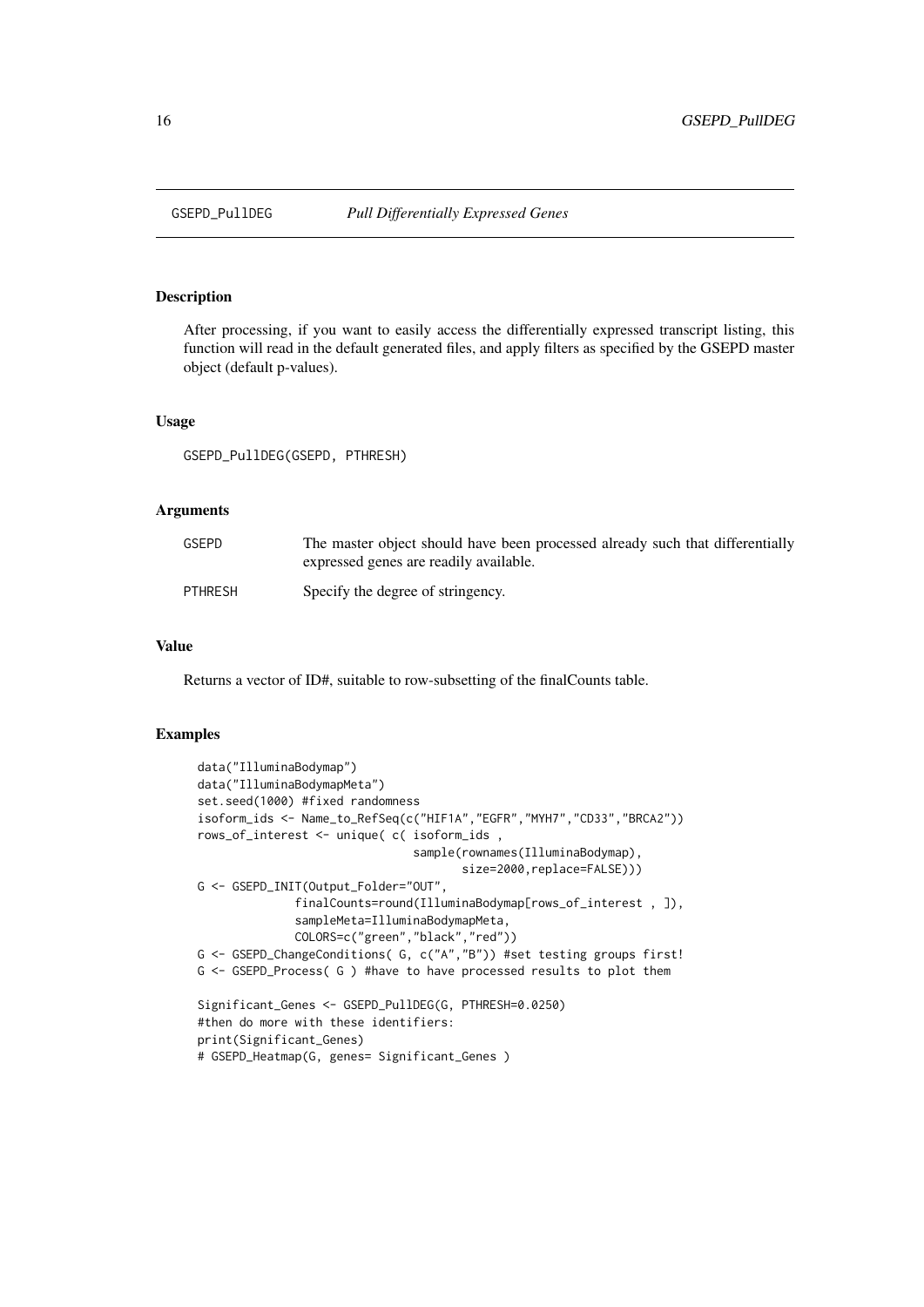GSEPD_PullDEG *Pull Differentially Expressed Genes*

## Description

After processing, if you want to easily access the differentially expressed transcript listing, this function will read in the default generated files, and apply filters as specified by the GSEPD master object (default p-values).

## Usage

```
GSEPD_PullDEG(GSEPD, PTHRESH)
```

## Arguments

| | |
|---|---|
| GSEPD | The master object should have been processed already such that differentially expressed genes are readily available. |
| PTHRESH | Specify the degree of stringency. |

## Value

Returns a vector of ID#, suitable to row-subsetting of the finalCounts table.

## Examples

```
data("IlluminaBodymap")
data("IlluminaBodymapMeta")
set.seed(1000) #fixed randomness
isoform_ids <- Name_to_RefSeq(c("HIF1A","EGFR","MYH7","CD33","BRCA2"))
rows_of_interest <- unique( c( isoform_ids ,
                               sample(rownames(IlluminaBodymap),
                                      size=2000,replace=FALSE)))
G <- GSEPD_INIT(Output_Folder="OUT",
              finalCounts=round(IlluminaBodymap[rows_of_interest , ]),
              sampleMeta=IlluminaBodymapMeta,
              COLORS=c("green","black","red"))
G <- GSEPD_ChangeConditions( G, c("A","B")) #set testing groups first!
G <- GSEPD_Process( G ) #have to have processed results to plot them

Significant_Genes <- GSEPD_PullDEG(G, PTHRESH=0.0250)
#then do more with these identifiers:
print(Significant_Genes)
# GSEPD_Heatmap(G, genes= Significant_Genes )
```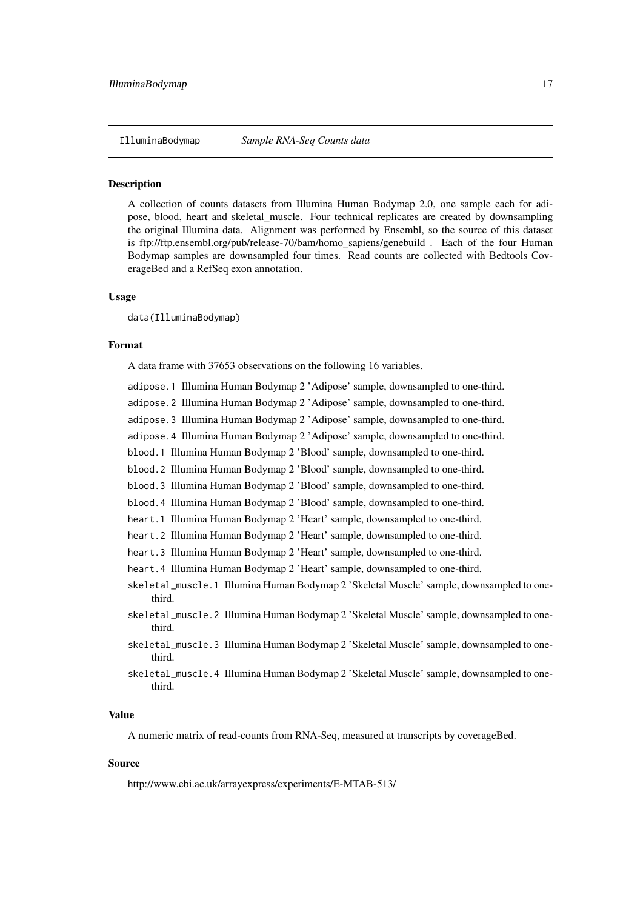IlluminaBodymap *Sample RNA-Seq Counts data*

### Description

A collection of counts datasets from Illumina Human Bodymap 2.0, one sample each for adipose, blood, heart and skeletal_muscle. Four technical replicates are created by downsampling the original Illumina data. Alignment was performed by Ensembl, so the source of this dataset is ftp://ftp.ensembl.org/pub/release-70/bam/homo_sapiens/genebuild . Each of the four Human Bodymap samples are downsampled four times. Read counts are collected with Bedtools CoverageBed and a RefSeq exon annotation.

### Usage

```
data(IlluminaBodymap)
```

### Format

A data frame with 37653 observations on the following 16 variables.

- `adipose.1` Illumina Human Bodymap 2 'Adipose' sample, downsampled to one-third.
- `adipose.2` Illumina Human Bodymap 2 'Adipose' sample, downsampled to one-third.
- `adipose.3` Illumina Human Bodymap 2 'Adipose' sample, downsampled to one-third.
- `adipose.4` Illumina Human Bodymap 2 'Adipose' sample, downsampled to one-third.
- `blood.1` Illumina Human Bodymap 2 'Blood' sample, downsampled to one-third.
- `blood.2` Illumina Human Bodymap 2 'Blood' sample, downsampled to one-third.
- `blood.3` Illumina Human Bodymap 2 'Blood' sample, downsampled to one-third.
- `blood.4` Illumina Human Bodymap 2 'Blood' sample, downsampled to one-third.
- `heart.1` Illumina Human Bodymap 2 'Heart' sample, downsampled to one-third.
- `heart.2` Illumina Human Bodymap 2 'Heart' sample, downsampled to one-third.
- `heart.3` Illumina Human Bodymap 2 'Heart' sample, downsampled to one-third.
- `heart.4` Illumina Human Bodymap 2 'Heart' sample, downsampled to one-third.
- `skeletal_muscle.1` Illumina Human Bodymap 2 'Skeletal Muscle' sample, downsampled to one-third.
- `skeletal_muscle.2` Illumina Human Bodymap 2 'Skeletal Muscle' sample, downsampled to one-third.
- `skeletal_muscle.3` Illumina Human Bodymap 2 'Skeletal Muscle' sample, downsampled to one-third.
- `skeletal_muscle.4` Illumina Human Bodymap 2 'Skeletal Muscle' sample, downsampled to one-third.

### Value

A numeric matrix of read-counts from RNA-Seq, measured at transcripts by coverageBed.

### Source

http://www.ebi.ac.uk/arrayexpress/experiments/E-MTAB-513/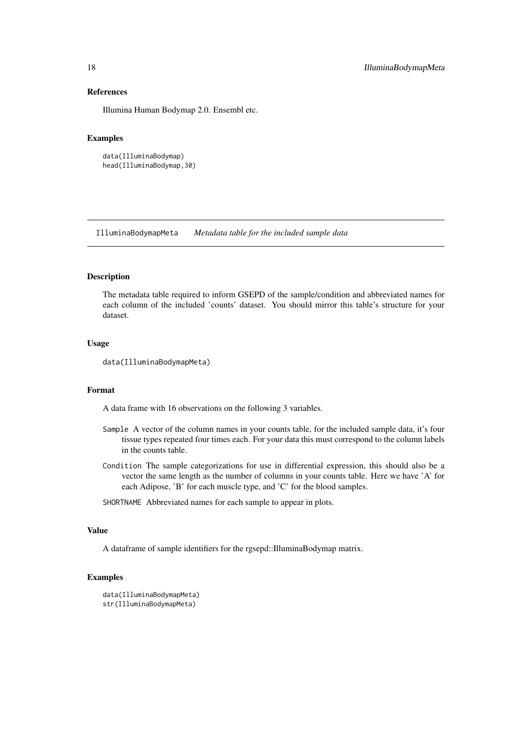## References

Illumina Human Bodymap 2.0. Ensembl etc.

## Examples

```
data(IlluminaBodymap)
head(IlluminaBodymap,30)
```

---

# IlluminaBodymapMeta — *Metadata table for the included sample data*

---

## Description

The metadata table required to inform GSEPD of the sample/condition and abbreviated names for each column of the included 'counts' dataset. You should mirror this table's structure for your dataset.

## Usage

```
data(IlluminaBodymapMeta)
```

## Format

A data frame with 16 observations on the following 3 variables.

- `Sample` A vector of the column names in your counts table, for the included sample data, it's four tissue types repeated four times each. For your data this must correspond to the column labels in the counts table.
- `Condition` The sample categorizations for use in differential expression, this should also be a vector the same length as the number of columns in your counts table. Here we have 'A' for each Adipose, 'B' for each muscle type, and 'C' for the blood samples.
- `SHORTNAME` Abbreviated names for each sample to appear in plots.

## Value

A dataframe of sample identifiers for the rgsepd::IlluminaBodymap matrix.

## Examples

```
data(IlluminaBodymapMeta)
str(IlluminaBodymapMeta)
```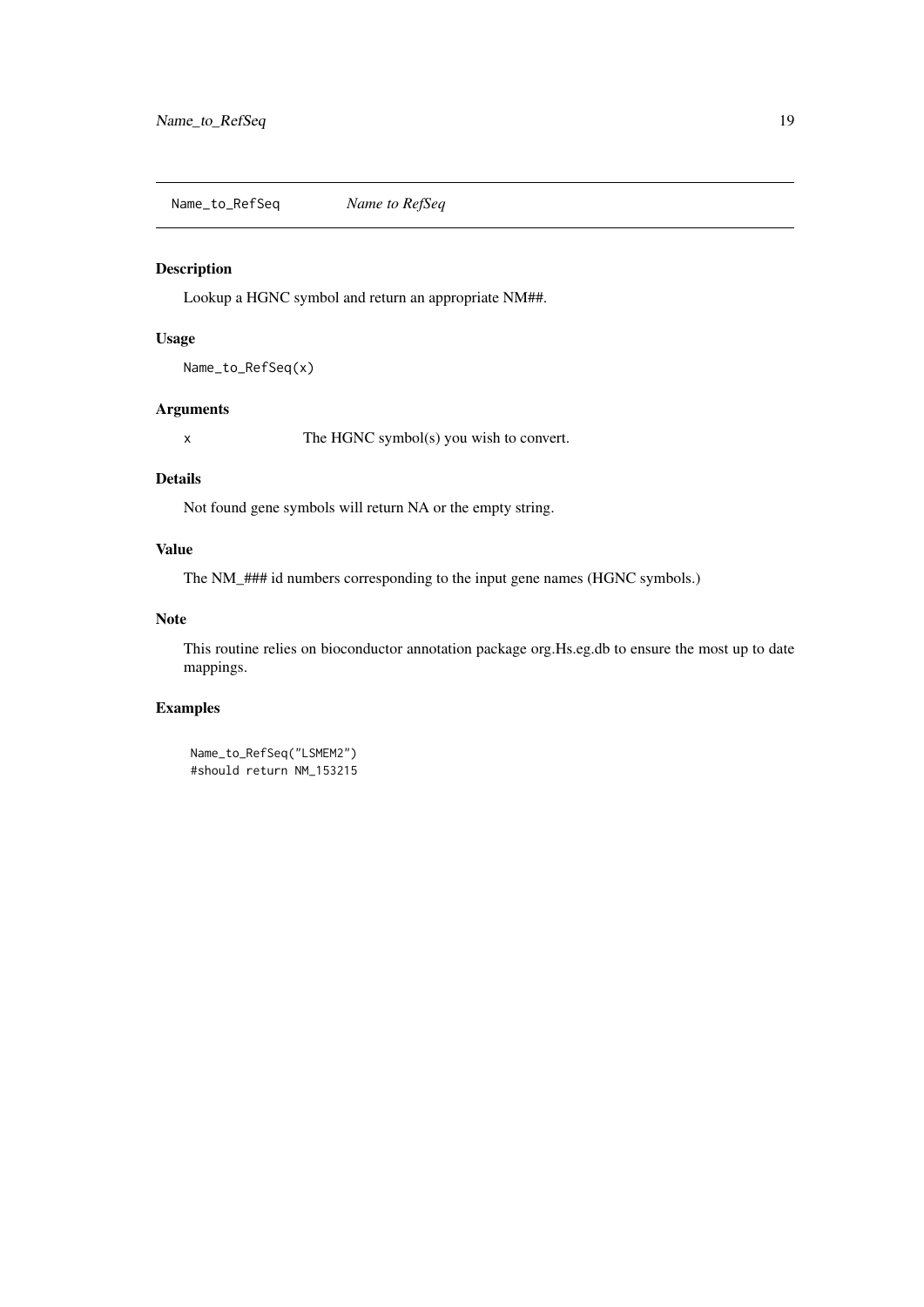## Name_to_RefSeq *Name to RefSeq*

### Description

Lookup a HGNC symbol and return an appropriate NM##.

### Usage

```
Name_to_RefSeq(x)
```

### Arguments

| | |
|---|---|
| x | The HGNC symbol(s) you wish to convert. |

### Details

Not found gene symbols will return NA or the empty string.

### Value

The NM_### id numbers corresponding to the input gene names (HGNC symbols.)

### Note

This routine relies on bioconductor annotation package org.Hs.eg.db to ensure the most up to date mappings.

### Examples

```
Name_to_RefSeq("LSMEM2")
#should return NM_153215
```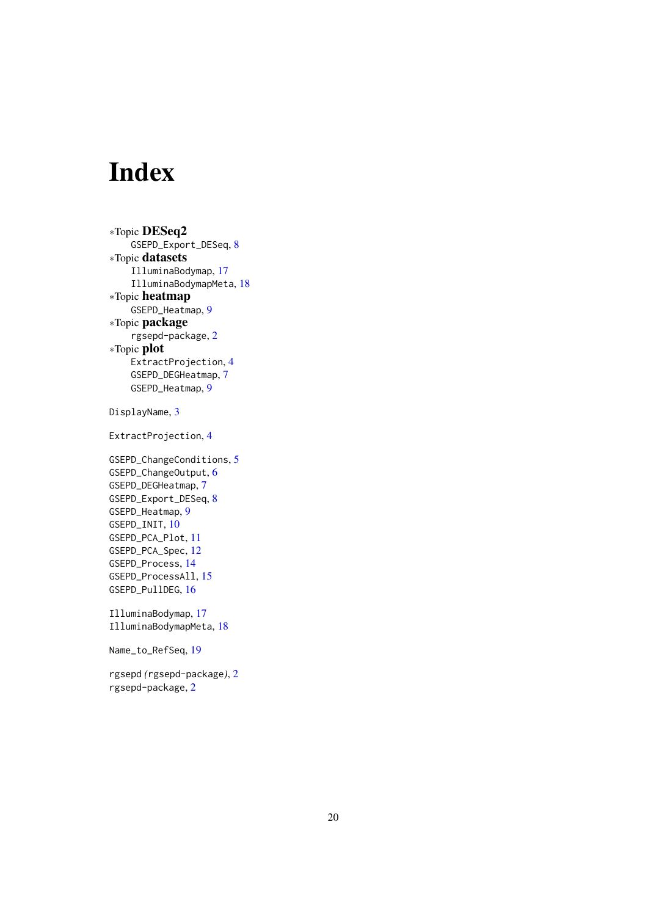# Index

∗Topic **DESeq2**
  GSEPD_Export_DESeq, 8
∗Topic **datasets**
  IlluminaBodymap, 17
  IlluminaBodymapMeta, 18
∗Topic **heatmap**
  GSEPD_Heatmap, 9
∗Topic **package**
  rgsepd-package, 2
∗Topic **plot**
  ExtractProjection, 4
  GSEPD_DEGHeatmap, 7
  GSEPD_Heatmap, 9

DisplayName, 3

ExtractProjection, 4

GSEPD_ChangeConditions, 5
GSEPD_ChangeOutput, 6
GSEPD_DEGHeatmap, 7
GSEPD_Export_DESeq, 8
GSEPD_Heatmap, 9
GSEPD_INIT, 10
GSEPD_PCA_Plot, 11
GSEPD_PCA_Spec, 12
GSEPD_Process, 14
GSEPD_ProcessAll, 15
GSEPD_PullDEG, 16

IlluminaBodymap, 17
IlluminaBodymapMeta, 18

Name_to_RefSeq, 19

rgsepd *(*rgsepd-package*)*, 2
rgsepd-package, 2